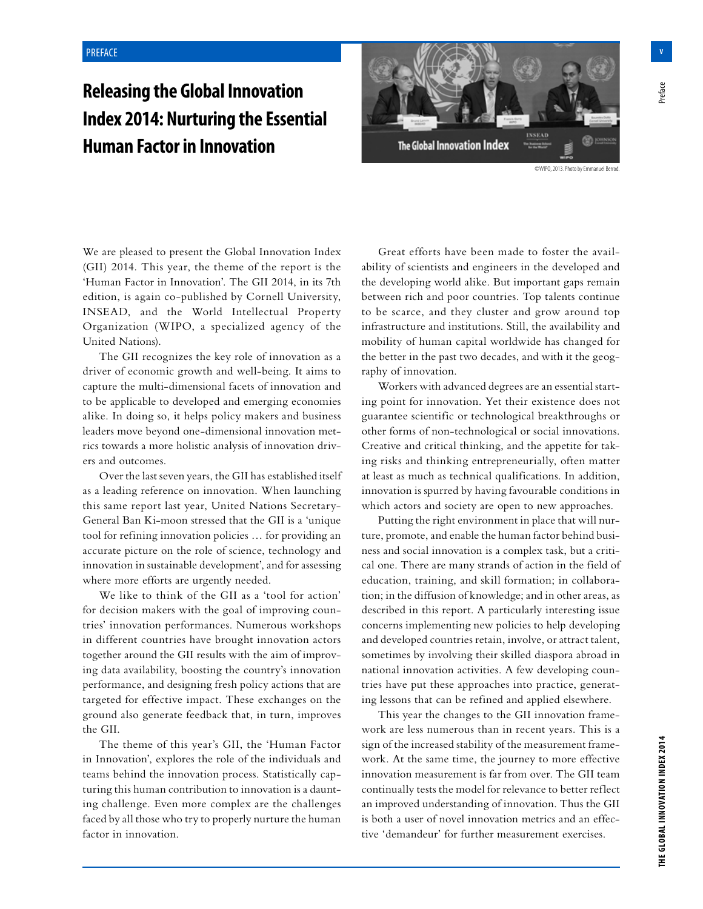PREFACE

# Releasing the Global Innovation Index 2014: Nurturing the Essential Human Factor in Innovation

©WIPO, 2013. Photo by Emmanuel Berrod.

We are pleased to present the Global Innovation Index (GII) 2014. This year, the theme of the report is the 'Human Factor in Innovation'. The GII 2014, in its 7th edition, is again co-published by Cornell University, INSEAD, and the World Intellectual Property Organization (WIPO, a specialized agency of the United Nations).

The GII recognizes the key role of innovation as a driver of economic growth and well-being. It aims to capture the multi-dimensional facets of innovation and to be applicable to developed and emerging economies alike. In doing so, it helps policy makers and business leaders move beyond one-dimensional innovation metrics towards a more holistic analysis of innovation drivers and outcomes.

Over the last seven years, the GII has established itself as a leading reference on innovation. When launching this same report last year, United Nations Secretary-General Ban Ki-moon stressed that the GII is a 'unique tool for refining innovation policies … for providing an accurate picture on the role of science, technology and innovation in sustainable development', and for assessing where more efforts are urgently needed.

We like to think of the GII as a 'tool for action' for decision makers with the goal of improving countries' innovation performances. Numerous workshops in different countries have brought innovation actors together around the GII results with the aim of improving data availability, boosting the country's innovation performance, and designing fresh policy actions that are targeted for effective impact. These exchanges on the ground also generate feedback that, in turn, improves the GII.

The theme of this year's GII, the 'Human Factor in Innovation', explores the role of the individuals and teams behind the innovation process. Statistically capturing this human contribution to innovation is a daunting challenge. Even more complex are the challenges faced by all those who try to properly nurture the human factor in innovation.

Great efforts have been made to foster the availability of scientists and engineers in the developed and the developing world alike. But important gaps remain between rich and poor countries. Top talents continue to be scarce, and they cluster and grow around top infrastructure and institutions. Still, the availability and mobility of human capital worldwide has changed for the better in the past two decades, and with it the geography of innovation.

Workers with advanced degrees are an essential starting point for innovation. Yet their existence does not guarantee scientific or technological breakthroughs or other forms of non-technological or social innovations. Creative and critical thinking, and the appetite for taking risks and thinking entrepreneurially, often matter at least as much as technical qualifications. In addition, innovation is spurred by having favourable conditions in which actors and society are open to new approaches.

Putting the right environment in place that will nurture, promote, and enable the human factor behind business and social innovation is a complex task, but a critical one. There are many strands of action in the field of education, training, and skill formation; in collaboration; in the diffusion of knowledge; and in other areas, as described in this report. A particularly interesting issue concerns implementing new policies to help developing and developed countries retain, involve, or attract talent, sometimes by involving their skilled diaspora abroad in national innovation activities. A few developing countries have put these approaches into practice, generating lessons that can be refined and applied elsewhere.

This year the changes to the GII innovation framework are less numerous than in recent years. This is a sign of the increased stability of the measurement framework. At the same time, the journey to more effective innovation measurement is far from over. The GII team continually tests the model for relevance to better reflect an improved understanding of innovation. Thus the GII is both a user of novel innovation metrics and an effective 'demandeur' for further measurement exercises.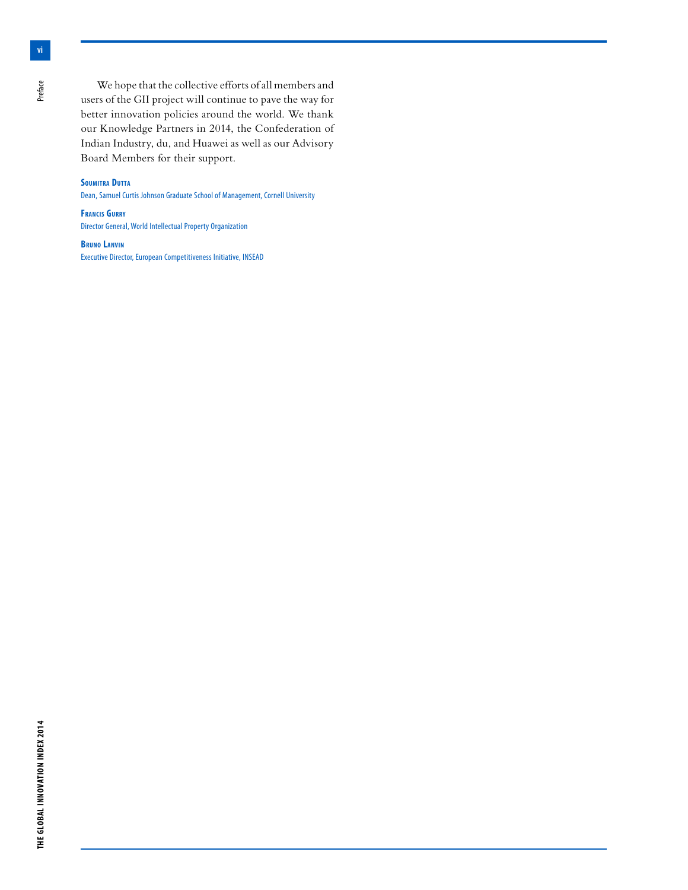We hope that the collective efforts of all members and users of the GII project will continue to pave the way for better innovation policies around the world. We thank our Knowledge Partners in 2014, the Confederation of Indian Industry, du, and Huawei as well as our Advisory Board Members for their support.

**Soumitra Dutta**
Dean, Samuel Curtis Johnson Graduate School of Management, Cornell University

**Francis Gurry**
Director General, World Intellectual Property Organization

**Bruno Lanvin**
Executive Director, European Competitiveness Initiative, INSEAD